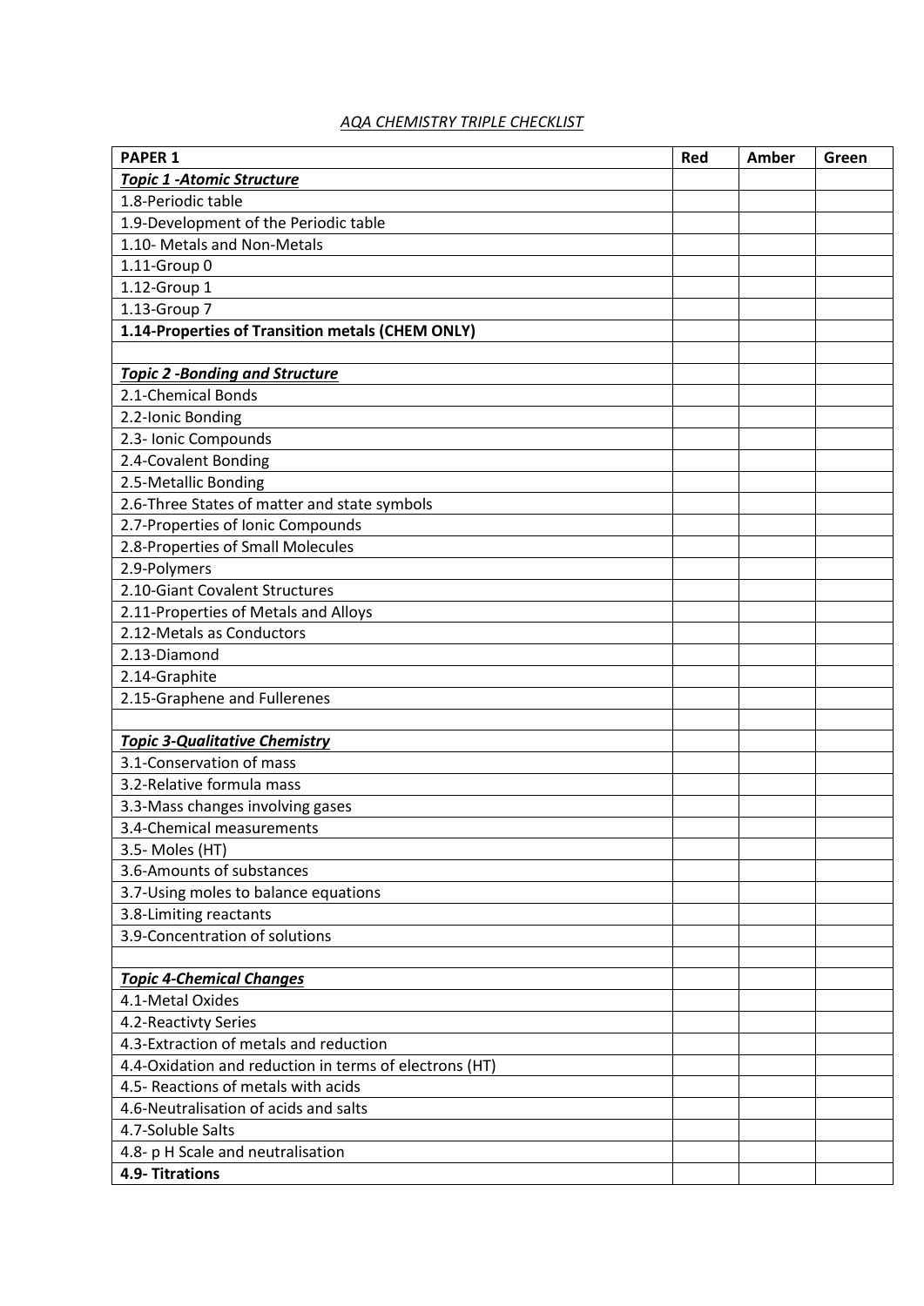*AQA CHEMISTRY TRIPLE CHECKLIST*

| **PAPER 1** | **Red** | **Amber** | **Green** |
|---|---|---|---|
| ***Topic 1 -Atomic Structure*** | | | |
| 1.8-Periodic table | | | |
| 1.9-Development of the Periodic table | | | |
| 1.10- Metals and Non-Metals | | | |
| 1.11-Group 0 | | | |
| 1.12-Group 1 | | | |
| 1.13-Group 7 | | | |
| **1.14-Properties of Transition metals (CHEM ONLY)** | | | |
| | | | |
| ***Topic 2 -Bonding and Structure*** | | | |
| 2.1-Chemical Bonds | | | |
| 2.2-Ionic Bonding | | | |
| 2.3- Ionic Compounds | | | |
| 2.4-Covalent Bonding | | | |
| 2.5-Metallic Bonding | | | |
| 2.6-Three States of matter and state symbols | | | |
| 2.7-Properties of Ionic Compounds | | | |
| 2.8-Properties of Small Molecules | | | |
| 2.9-Polymers | | | |
| 2.10-Giant Covalent Structures | | | |
| 2.11-Properties of Metals and Alloys | | | |
| 2.12-Metals as Conductors | | | |
| 2.13-Diamond | | | |
| 2.14-Graphite | | | |
| 2.15-Graphene and Fullerenes | | | |
| | | | |
| ***Topic 3-Qualitative Chemistry*** | | | |
| 3.1-Conservation of mass | | | |
| 3.2-Relative formula mass | | | |
| 3.3-Mass changes involving gases | | | |
| 3.4-Chemical measurements | | | |
| 3.5- Moles (HT) | | | |
| 3.6-Amounts of substances | | | |
| 3.7-Using moles to balance equations | | | |
| 3.8-Limiting reactants | | | |
| 3.9-Concentration of solutions | | | |
| | | | |
| ***Topic 4-Chemical Changes*** | | | |
| 4.1-Metal Oxides | | | |
| 4.2-Reactivty Series | | | |
| 4.3-Extraction of metals and reduction | | | |
| 4.4-Oxidation and reduction in terms of electrons (HT) | | | |
| 4.5- Reactions of metals with acids | | | |
| 4.6-Neutralisation of acids and salts | | | |
| 4.7-Soluble Salts | | | |
| 4.8- p H Scale and neutralisation | | | |
| **4.9- Titrations** | | | |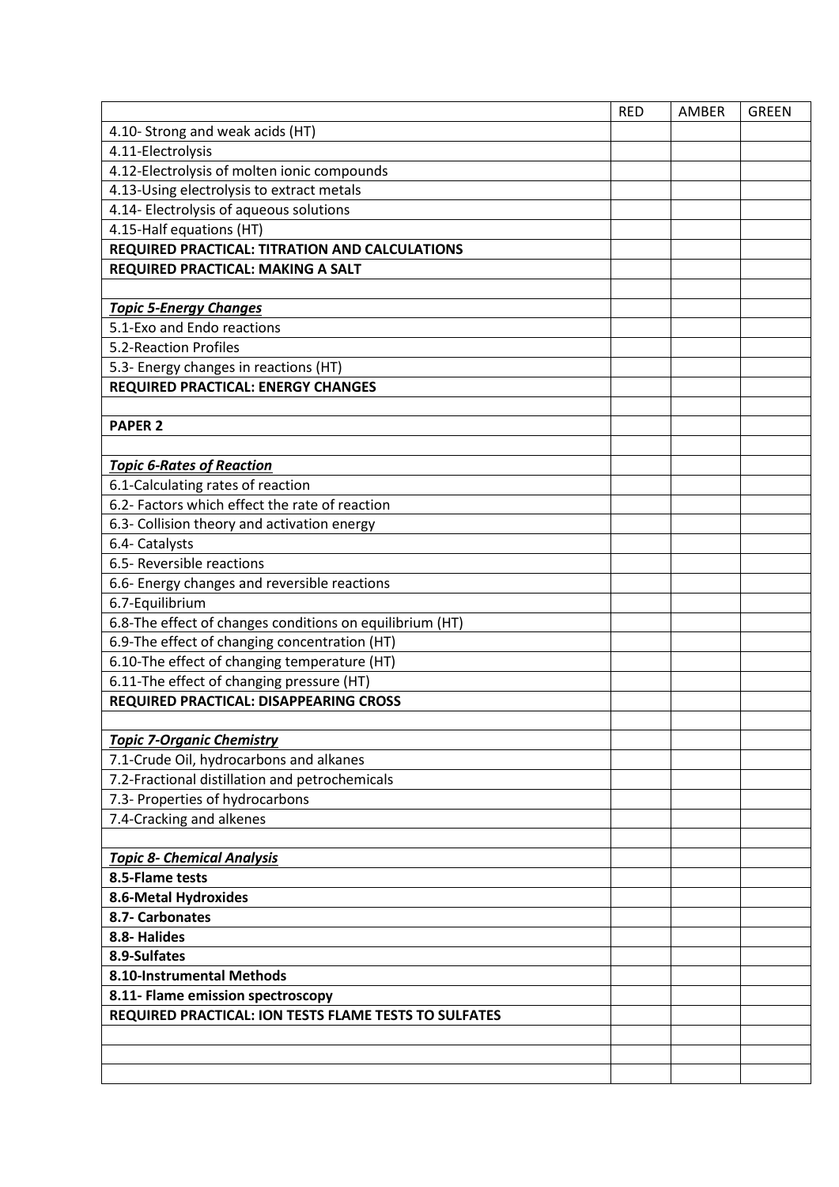| | RED | AMBER | GREEN |
|---|---|---|---|
| 4.10- Strong and weak acids (HT) | | | |
| 4.11-Electrolysis | | | |
| 4.12-Electrolysis of molten ionic compounds | | | |
| 4.13-Using electrolysis to extract metals | | | |
| 4.14- Electrolysis of aqueous solutions | | | |
| 4.15-Half equations (HT) | | | |
| **REQUIRED PRACTICAL: TITRATION AND CALCULATIONS** | | | |
| **REQUIRED PRACTICAL: MAKING A SALT** | | | |
| | | | |
| ***Topic 5-Energy Changes*** | | | |
| 5.1-Exo and Endo reactions | | | |
| 5.2-Reaction Profiles | | | |
| 5.3- Energy changes in reactions (HT) | | | |
| **REQUIRED PRACTICAL: ENERGY CHANGES** | | | |
| | | | |
| **PAPER 2** | | | |
| | | | |
| ***Topic 6-Rates of Reaction*** | | | |
| 6.1-Calculating rates of reaction | | | |
| 6.2- Factors which effect the rate of reaction | | | |
| 6.3- Collision theory and activation energy | | | |
| 6.4- Catalysts | | | |
| 6.5- Reversible reactions | | | |
| 6.6- Energy changes and reversible reactions | | | |
| 6.7-Equilibrium | | | |
| 6.8-The effect of changes conditions on equilibrium (HT) | | | |
| 6.9-The effect of changing concentration (HT) | | | |
| 6.10-The effect of changing temperature (HT) | | | |
| 6.11-The effect of changing pressure (HT) | | | |
| **REQUIRED PRACTICAL: DISAPPEARING CROSS** | | | |
| | | | |
| ***Topic 7-Organic Chemistry*** | | | |
| 7.1-Crude Oil, hydrocarbons and alkanes | | | |
| 7.2-Fractional distillation and petrochemicals | | | |
| 7.3- Properties of hydrocarbons | | | |
| 7.4-Cracking and alkenes | | | |
| | | | |
| ***Topic 8- Chemical Analysis*** | | | |
| **8.5-Flame tests** | | | |
| **8.6-Metal Hydroxides** | | | |
| **8.7- Carbonates** | | | |
| **8.8- Halides** | | | |
| **8.9-Sulfates** | | | |
| **8.10-Instrumental Methods** | | | |
| **8.11- Flame emission spectroscopy** | | | |
| **REQUIRED PRACTICAL: ION TESTS FLAME TESTS TO SULFATES** | | | |
| | | | |
| | | | |
| | | | |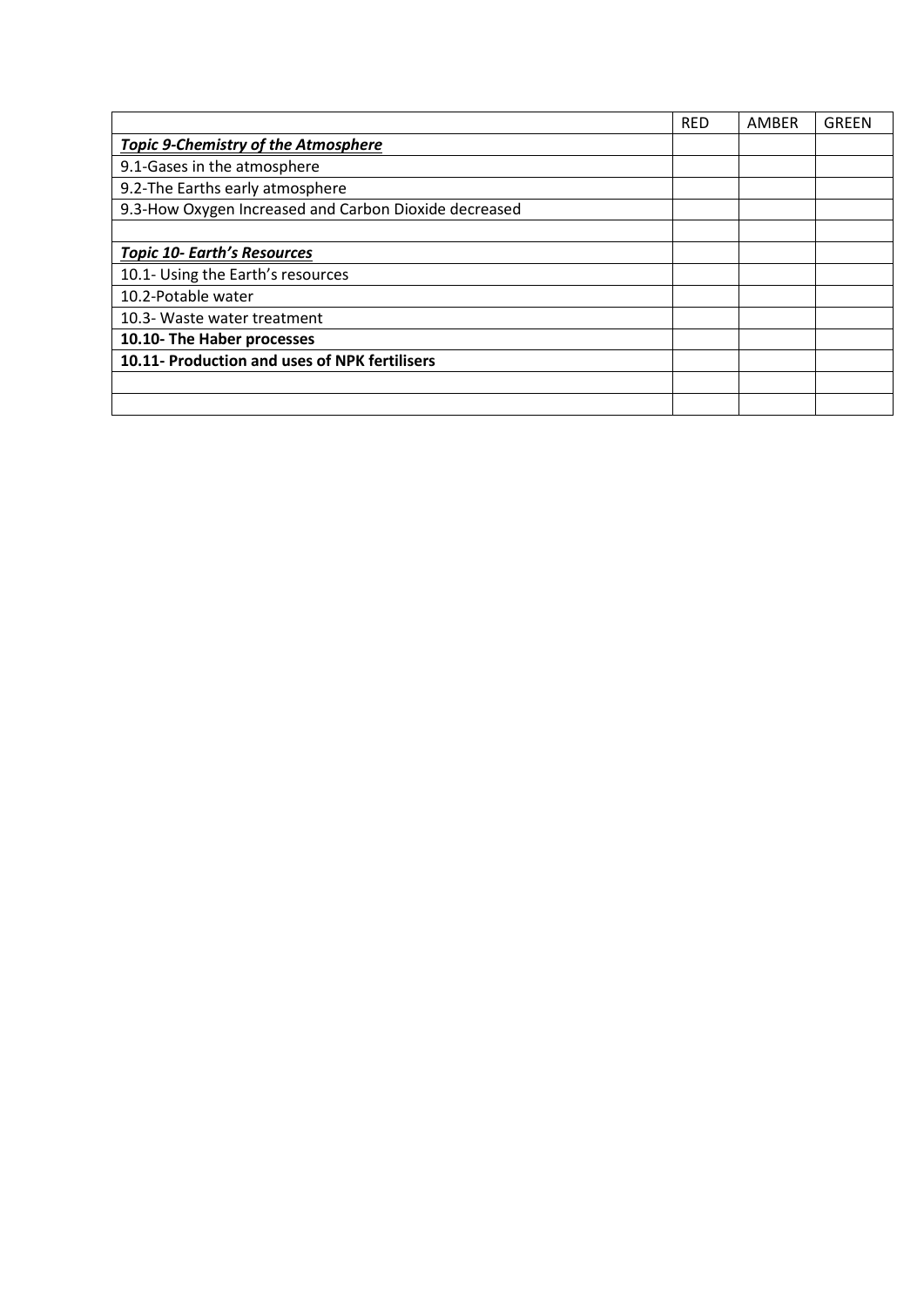| | RED | AMBER | GREEN |
|---|---|---|---|
| ***Topic 9-Chemistry of the Atmosphere*** | | | |
| 9.1-Gases in the atmosphere | | | |
| 9.2-The Earths early atmosphere | | | |
| 9.3-How Oxygen Increased and Carbon Dioxide decreased | | | |
| | | | |
| ***Topic 10- Earth's Resources*** | | | |
| 10.1- Using the Earth's resources | | | |
| 10.2-Potable water | | | |
| 10.3- Waste water treatment | | | |
| **10.10- The Haber processes** | | | |
| **10.11- Production and uses of NPK fertilisers** | | | |
| | | | |
| | | | |